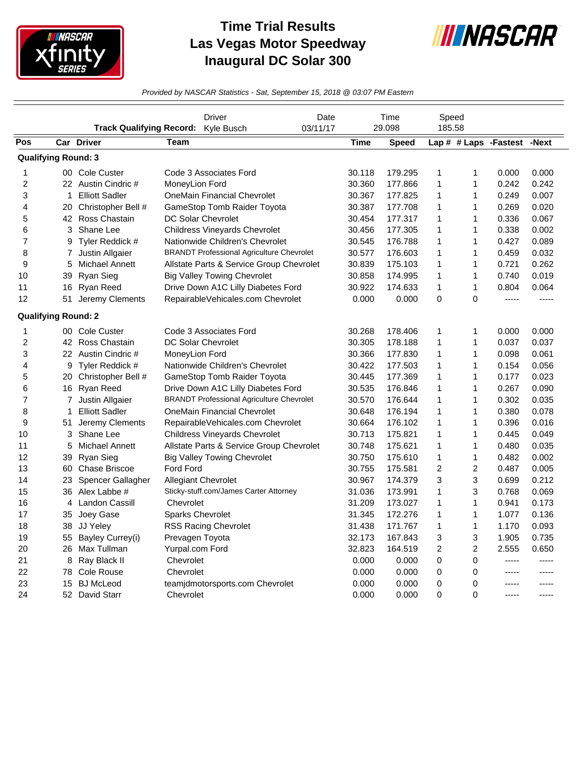# Time Trial Results
# Las Vegas Motor Speedway
# Inaugural DC Solar 300

*Provided by NASCAR Statistics - Sat, September 15, 2018 @ 03:07 PM Eastern*

| | Driver | Date | Time | Speed |
|---|---|---|---|---|
| **Track Qualifying Record:** | Kyle Busch | 03/11/17 | 29.098 | 185.58 |

| Pos | Car | Driver | Team | Time | Speed | Lap # | # Laps | -Fastest | -Next |
|---|---|---|---|---|---|---|---|---|---|
| **Qualifying Round: 3** | | | | | | | | | |
| 1 | 00 | Cole Custer | Code 3 Associates Ford | 30.118 | 179.295 | 1 | 1 | 0.000 | 0.000 |
| 2 | 22 | Austin Cindric # | MoneyLion Ford | 30.360 | 177.866 | 1 | 1 | 0.242 | 0.242 |
| 3 | 1 | Elliott Sadler | OneMain Financial Chevrolet | 30.367 | 177.825 | 1 | 1 | 0.249 | 0.007 |
| 4 | 20 | Christopher Bell # | GameStop Tomb Raider Toyota | 30.387 | 177.708 | 1 | 1 | 0.269 | 0.020 |
| 5 | 42 | Ross Chastain | DC Solar Chevrolet | 30.454 | 177.317 | 1 | 1 | 0.336 | 0.067 |
| 6 | 3 | Shane Lee | Childress Vineyards Chevrolet | 30.456 | 177.305 | 1 | 1 | 0.338 | 0.002 |
| 7 | 9 | Tyler Reddick # | Nationwide Children's Chevrolet | 30.545 | 176.788 | 1 | 1 | 0.427 | 0.089 |
| 8 | 7 | Justin Allgaier | BRANDT Professional Agriculture Chevrolet | 30.577 | 176.603 | 1 | 1 | 0.459 | 0.032 |
| 9 | 5 | Michael Annett | Allstate Parts & Service Group Chevrolet | 30.839 | 175.103 | 1 | 1 | 0.721 | 0.262 |
| 10 | 39 | Ryan Sieg | Big Valley Towing Chevrolet | 30.858 | 174.995 | 1 | 1 | 0.740 | 0.019 |
| 11 | 16 | Ryan Reed | Drive Down A1C Lilly Diabetes Ford | 30.922 | 174.633 | 1 | 1 | 0.804 | 0.064 |
| 12 | 51 | Jeremy Clements | RepairableVehicales.com Chevrolet | 0.000 | 0.000 | 0 | 0 | ----- | ----- |
| **Qualifying Round: 2** | | | | | | | | | |
| 1 | 00 | Cole Custer | Code 3 Associates Ford | 30.268 | 178.406 | 1 | 1 | 0.000 | 0.000 |
| 2 | 42 | Ross Chastain | DC Solar Chevrolet | 30.305 | 178.188 | 1 | 1 | 0.037 | 0.037 |
| 3 | 22 | Austin Cindric # | MoneyLion Ford | 30.366 | 177.830 | 1 | 1 | 0.098 | 0.061 |
| 4 | 9 | Tyler Reddick # | Nationwide Children's Chevrolet | 30.422 | 177.503 | 1 | 1 | 0.154 | 0.056 |
| 5 | 20 | Christopher Bell # | GameStop Tomb Raider Toyota | 30.445 | 177.369 | 1 | 1 | 0.177 | 0.023 |
| 6 | 16 | Ryan Reed | Drive Down A1C Lilly Diabetes Ford | 30.535 | 176.846 | 1 | 1 | 0.267 | 0.090 |
| 7 | 7 | Justin Allgaier | BRANDT Professional Agriculture Chevrolet | 30.570 | 176.644 | 1 | 1 | 0.302 | 0.035 |
| 8 | 1 | Elliott Sadler | OneMain Financial Chevrolet | 30.648 | 176.194 | 1 | 1 | 0.380 | 0.078 |
| 9 | 51 | Jeremy Clements | RepairableVehicales.com Chevrolet | 30.664 | 176.102 | 1 | 1 | 0.396 | 0.016 |
| 10 | 3 | Shane Lee | Childress Vineyards Chevrolet | 30.713 | 175.821 | 1 | 1 | 0.445 | 0.049 |
| 11 | 5 | Michael Annett | Allstate Parts & Service Group Chevrolet | 30.748 | 175.621 | 1 | 1 | 0.480 | 0.035 |
| 12 | 39 | Ryan Sieg | Big Valley Towing Chevrolet | 30.750 | 175.610 | 1 | 1 | 0.482 | 0.002 |
| 13 | 60 | Chase Briscoe | Ford Ford | 30.755 | 175.581 | 2 | 2 | 0.487 | 0.005 |
| 14 | 23 | Spencer Gallagher | Allegiant Chevrolet | 30.967 | 174.379 | 3 | 3 | 0.699 | 0.212 |
| 15 | 36 | Alex Labbe # | Sticky-stuff.com/James Carter Attorney | 31.036 | 173.991 | 1 | 3 | 0.768 | 0.069 |
| 16 | 4 | Landon Cassill | Chevrolet | 31.209 | 173.027 | 1 | 1 | 0.941 | 0.173 |
| 17 | 35 | Joey Gase | Sparks Chevrolet | 31.345 | 172.276 | 1 | 1 | 1.077 | 0.136 |
| 18 | 38 | JJ Yeley | RSS Racing Chevrolet | 31.438 | 171.767 | 1 | 1 | 1.170 | 0.093 |
| 19 | 55 | Bayley Currey(i) | Prevagen Toyota | 32.173 | 167.843 | 3 | 3 | 1.905 | 0.735 |
| 20 | 26 | Max Tullman | Yurpal.com Ford | 32.823 | 164.519 | 2 | 2 | 2.555 | 0.650 |
| 21 | 8 | Ray Black II | Chevrolet | 0.000 | 0.000 | 0 | 0 | ----- | ----- |
| 22 | 78 | Cole Rouse | Chevrolet | 0.000 | 0.000 | 0 | 0 | ----- | ----- |
| 23 | 15 | BJ McLeod | teamjdmotorsports.com Chevrolet | 0.000 | 0.000 | 0 | 0 | ----- | ----- |
| 24 | 52 | David Starr | Chevrolet | 0.000 | 0.000 | 0 | 0 | ----- | ----- |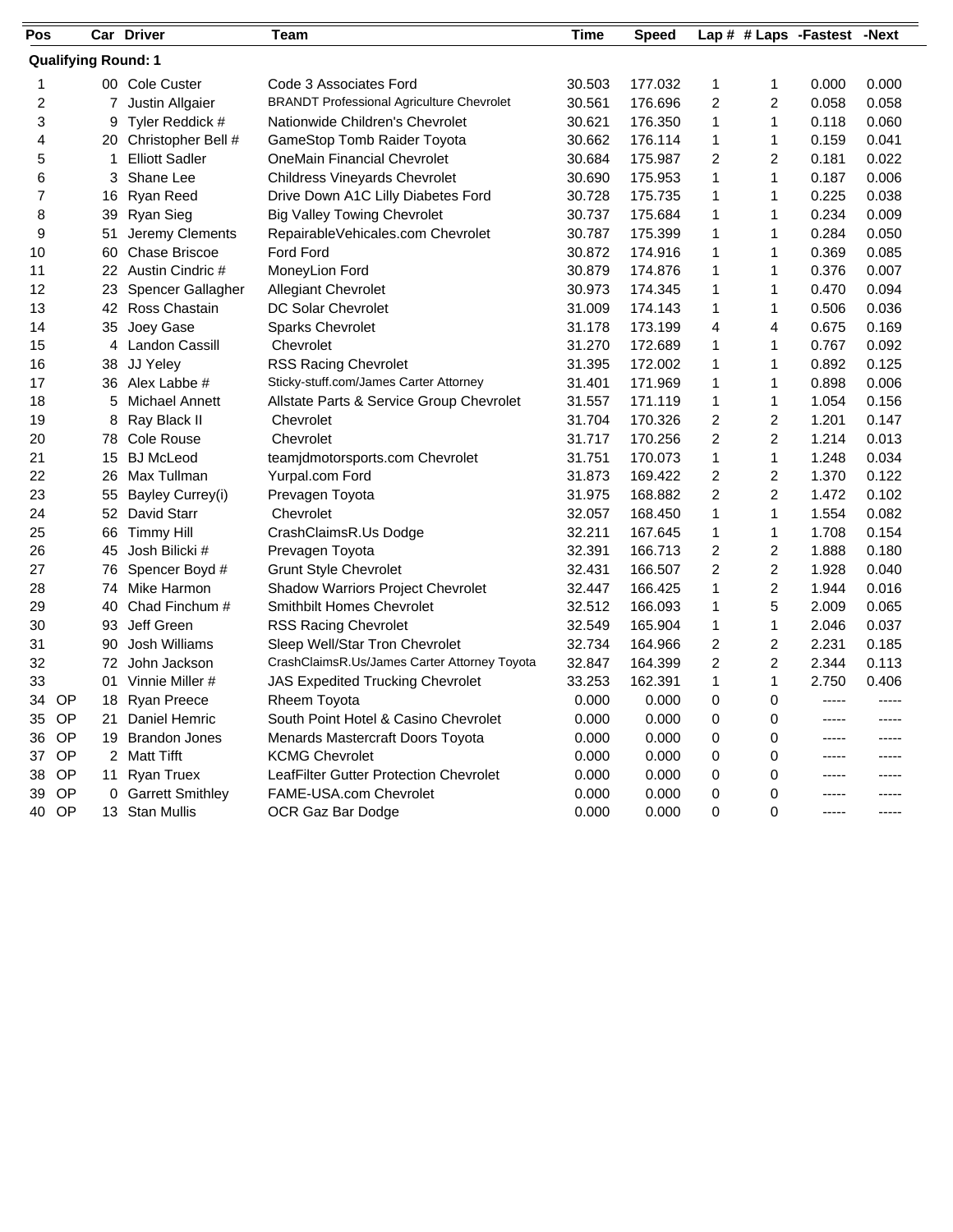| Pos | | Car | Driver | Team | Time | Speed | Lap # | # Laps | -Fastest | -Next |
|---|---|---|---|---|---|---|---|---|---|---|
| **Qualifying Round: 1** | | | | | | | | | | |
| 1 | | 00 | Cole Custer | Code 3 Associates Ford | 30.503 | 177.032 | 1 | 1 | 0.000 | 0.000 |
| 2 | | 7 | Justin Allgaier | BRANDT Professional Agriculture Chevrolet | 30.561 | 176.696 | 2 | 2 | 0.058 | 0.058 |
| 3 | | 9 | Tyler Reddick # | Nationwide Children's Chevrolet | 30.621 | 176.350 | 1 | 1 | 0.118 | 0.060 |
| 4 | | 20 | Christopher Bell # | GameStop Tomb Raider Toyota | 30.662 | 176.114 | 1 | 1 | 0.159 | 0.041 |
| 5 | | 1 | Elliott Sadler | OneMain Financial Chevrolet | 30.684 | 175.987 | 2 | 2 | 0.181 | 0.022 |
| 6 | | 3 | Shane Lee | Childress Vineyards Chevrolet | 30.690 | 175.953 | 1 | 1 | 0.187 | 0.006 |
| 7 | | 16 | Ryan Reed | Drive Down A1C Lilly Diabetes Ford | 30.728 | 175.735 | 1 | 1 | 0.225 | 0.038 |
| 8 | | 39 | Ryan Sieg | Big Valley Towing Chevrolet | 30.737 | 175.684 | 1 | 1 | 0.234 | 0.009 |
| 9 | | 51 | Jeremy Clements | RepairableVehicales.com Chevrolet | 30.787 | 175.399 | 1 | 1 | 0.284 | 0.050 |
| 10 | | 60 | Chase Briscoe | Ford Ford | 30.872 | 174.916 | 1 | 1 | 0.369 | 0.085 |
| 11 | | 22 | Austin Cindric # | MoneyLion Ford | 30.879 | 174.876 | 1 | 1 | 0.376 | 0.007 |
| 12 | | 23 | Spencer Gallagher | Allegiant Chevrolet | 30.973 | 174.345 | 1 | 1 | 0.470 | 0.094 |
| 13 | | 42 | Ross Chastain | DC Solar Chevrolet | 31.009 | 174.143 | 1 | 1 | 0.506 | 0.036 |
| 14 | | 35 | Joey Gase | Sparks Chevrolet | 31.178 | 173.199 | 4 | 4 | 0.675 | 0.169 |
| 15 | | 4 | Landon Cassill | Chevrolet | 31.270 | 172.689 | 1 | 1 | 0.767 | 0.092 |
| 16 | | 38 | JJ Yeley | RSS Racing Chevrolet | 31.395 | 172.002 | 1 | 1 | 0.892 | 0.125 |
| 17 | | 36 | Alex Labbe # | Sticky-stuff.com/James Carter Attorney | 31.401 | 171.969 | 1 | 1 | 0.898 | 0.006 |
| 18 | | 5 | Michael Annett | Allstate Parts & Service Group Chevrolet | 31.557 | 171.119 | 1 | 1 | 1.054 | 0.156 |
| 19 | | 8 | Ray Black II | Chevrolet | 31.704 | 170.326 | 2 | 2 | 1.201 | 0.147 |
| 20 | | 78 | Cole Rouse | Chevrolet | 31.717 | 170.256 | 2 | 2 | 1.214 | 0.013 |
| 21 | | 15 | BJ McLeod | teamjdmotorsports.com Chevrolet | 31.751 | 170.073 | 1 | 1 | 1.248 | 0.034 |
| 22 | | 26 | Max Tullman | Yurpal.com Ford | 31.873 | 169.422 | 2 | 2 | 1.370 | 0.122 |
| 23 | | 55 | Bayley Currey(i) | Prevagen Toyota | 31.975 | 168.882 | 2 | 2 | 1.472 | 0.102 |
| 24 | | 52 | David Starr | Chevrolet | 32.057 | 168.450 | 1 | 1 | 1.554 | 0.082 |
| 25 | | 66 | Timmy Hill | CrashClaimsR.Us Dodge | 32.211 | 167.645 | 1 | 1 | 1.708 | 0.154 |
| 26 | | 45 | Josh Bilicki # | Prevagen Toyota | 32.391 | 166.713 | 2 | 2 | 1.888 | 0.180 |
| 27 | | 76 | Spencer Boyd # | Grunt Style Chevrolet | 32.431 | 166.507 | 2 | 2 | 1.928 | 0.040 |
| 28 | | 74 | Mike Harmon | Shadow Warriors Project Chevrolet | 32.447 | 166.425 | 1 | 2 | 1.944 | 0.016 |
| 29 | | 40 | Chad Finchum # | Smithbilt Homes Chevrolet | 32.512 | 166.093 | 1 | 5 | 2.009 | 0.065 |
| 30 | | 93 | Jeff Green | RSS Racing Chevrolet | 32.549 | 165.904 | 1 | 1 | 2.046 | 0.037 |
| 31 | | 90 | Josh Williams | Sleep Well/Star Tron Chevrolet | 32.734 | 164.966 | 2 | 2 | 2.231 | 0.185 |
| 32 | | 72 | John Jackson | CrashClaimsR.Us/James Carter Attorney Toyota | 32.847 | 164.399 | 2 | 2 | 2.344 | 0.113 |
| 33 | | 01 | Vinnie Miller # | JAS Expedited Trucking Chevrolet | 33.253 | 162.391 | 1 | 1 | 2.750 | 0.406 |
| 34 | OP | 18 | Ryan Preece | Rheem Toyota | 0.000 | 0.000 | 0 | 0 | ----- | ----- |
| 35 | OP | 21 | Daniel Hemric | South Point Hotel & Casino Chevrolet | 0.000 | 0.000 | 0 | 0 | ----- | ----- |
| 36 | OP | 19 | Brandon Jones | Menards Mastercraft Doors Toyota | 0.000 | 0.000 | 0 | 0 | ----- | ----- |
| 37 | OP | 2 | Matt Tifft | KCMG Chevrolet | 0.000 | 0.000 | 0 | 0 | ----- | ----- |
| 38 | OP | 11 | Ryan Truex | LeafFilter Gutter Protection Chevrolet | 0.000 | 0.000 | 0 | 0 | ----- | ----- |
| 39 | OP | 0 | Garrett Smithley | FAME-USA.com Chevrolet | 0.000 | 0.000 | 0 | 0 | ----- | ----- |
| 40 | OP | 13 | Stan Mullis | OCR Gaz Bar Dodge | 0.000 | 0.000 | 0 | 0 | ----- | ----- |